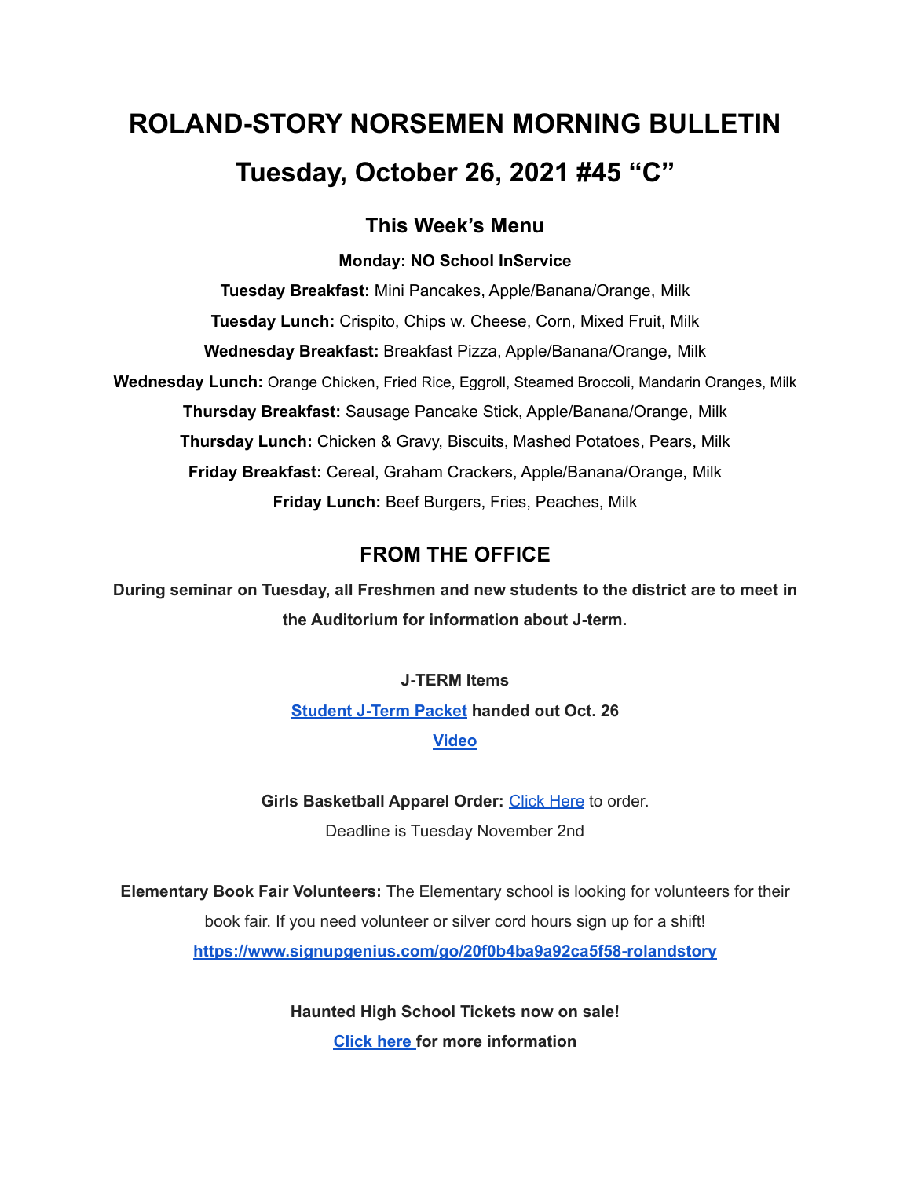# ROLAND-STORY NORSEMEN MORNING BULLETIN

# Tuesday, October 26, 2021 #45 "C"

## This Week's Menu

**Monday: NO School InService**

**Tuesday Breakfast:** Mini Pancakes, Apple/Banana/Orange, Milk

**Tuesday Lunch:** Crispito, Chips w. Cheese, Corn, Mixed Fruit, Milk

**Wednesday Breakfast:** Breakfast Pizza, Apple/Banana/Orange, Milk

**Wednesday Lunch:** Orange Chicken, Fried Rice, Eggroll, Steamed Broccoli, Mandarin Oranges, Milk

**Thursday Breakfast:** Sausage Pancake Stick, Apple/Banana/Orange, Milk

**Thursday Lunch:** Chicken & Gravy, Biscuits, Mashed Potatoes, Pears, Milk

**Friday Breakfast:** Cereal, Graham Crackers, Apple/Banana/Orange, Milk

**Friday Lunch:** Beef Burgers, Fries, Peaches, Milk

## FROM THE OFFICE

**During seminar on Tuesday, all Freshmen and new students to the district are to meet in the Auditorium for information about J-term.**

**J-TERM Items**

**Student J-Term Packet handed out Oct. 26**

**Video**

**Girls Basketball Apparel Order:** Click Here to order.

Deadline is Tuesday November 2nd

**Elementary Book Fair Volunteers:** The Elementary school is looking for volunteers for their book fair. If you need volunteer or silver cord hours sign up for a shift!

**https://www.signupgenius.com/go/20f0b4ba9a92ca5f58-rolandstory**

**Haunted High School Tickets now on sale!**

**Click here for more information**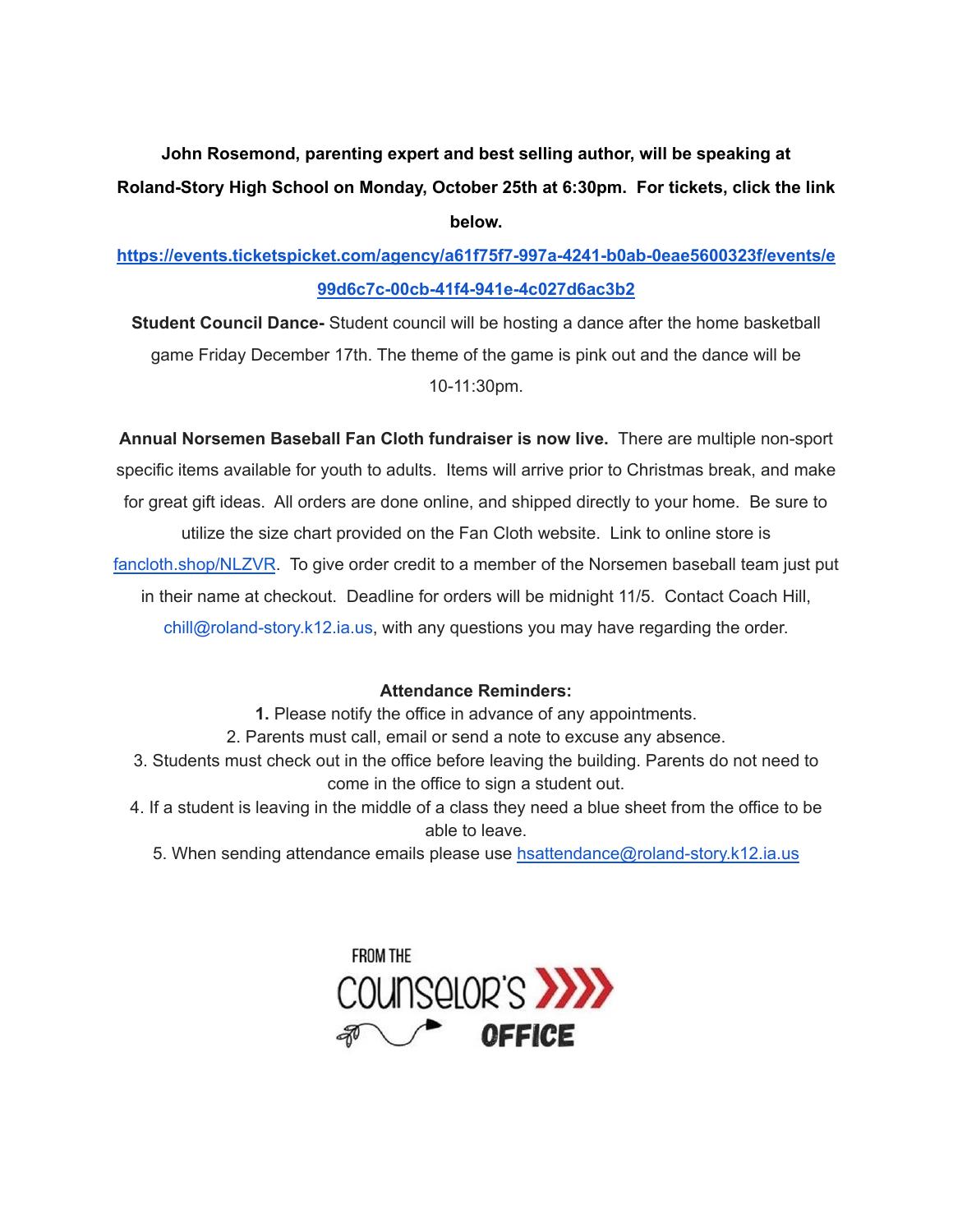**John Rosemond, parenting expert and best selling author, will be speaking at Roland-Story High School on Monday, October 25th at 6:30pm. For tickets, click the link below.**

**https://events.ticketspicket.com/agency/a61f75f7-997a-4241-b0ab-0eae5600323f/events/e99d6c7c-00cb-41f4-941e-4c027d6ac3b2**

**Student Council Dance-** Student council will be hosting a dance after the home basketball game Friday December 17th. The theme of the game is pink out and the dance will be 10-11:30pm.

**Annual Norsemen Baseball Fan Cloth fundraiser is now live.** There are multiple non-sport specific items available for youth to adults. Items will arrive prior to Christmas break, and make for great gift ideas. All orders are done online, and shipped directly to your home. Be sure to utilize the size chart provided on the Fan Cloth website. Link to online store is fancloth.shop/NLZVR. To give order credit to a member of the Norsemen baseball team just put in their name at checkout. Deadline for orders will be midnight 11/5. Contact Coach Hill, chill@roland-story.k12.ia.us, with any questions you may have regarding the order.

**Attendance Reminders:**

1. Please notify the office in advance of any appointments.
2. Parents must call, email or send a note to excuse any absence.
3. Students must check out in the office before leaving the building. Parents do not need to come in the office to sign a student out.
4. If a student is leaving in the middle of a class they need a blue sheet from the office to be able to leave.
5. When sending attendance emails please use hsattendance@roland-story.k12.ia.us

FROM THE COUNSELOR'S OFFICE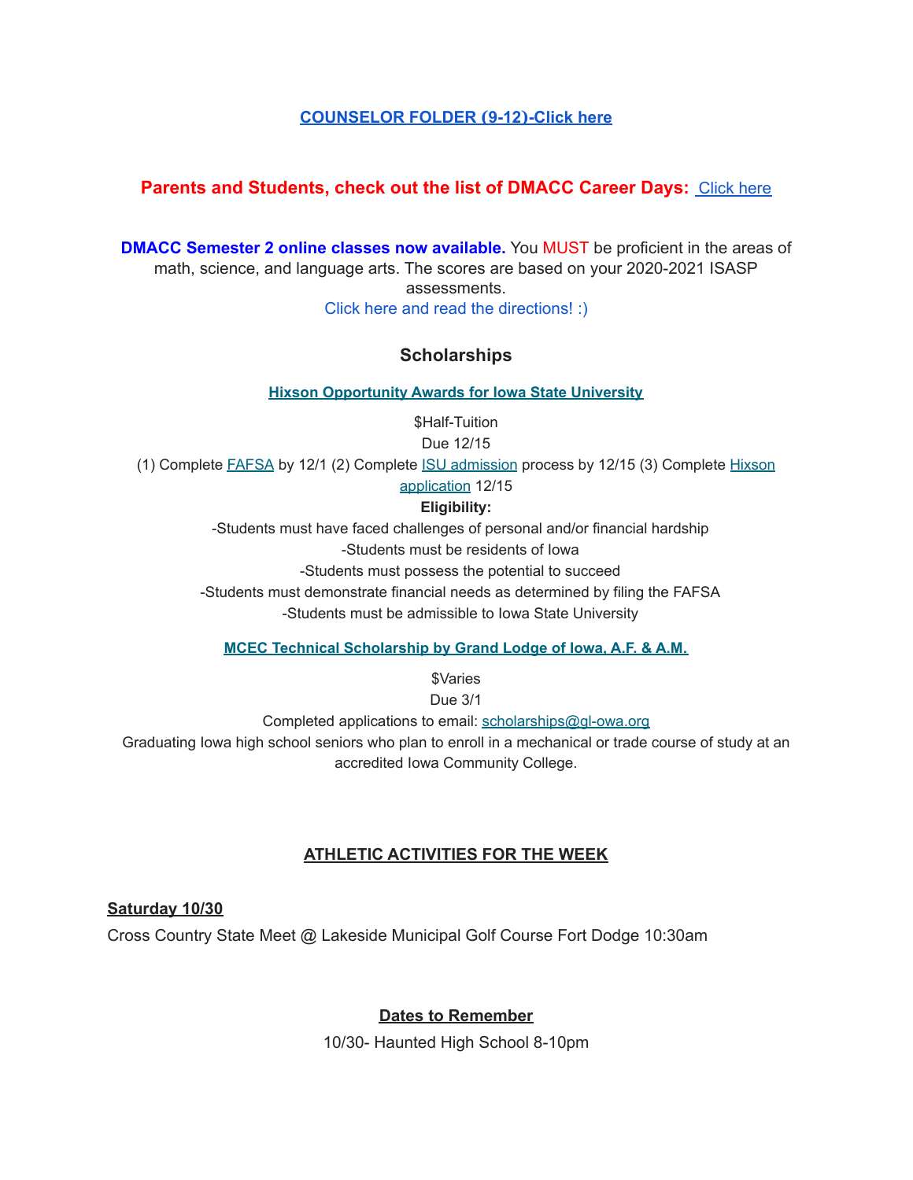**COUNSELOR FOLDER (9-12)-Click here**

**Parents and Students, check out the list of DMACC Career Days:** Click here

**DMACC Semester 2 online classes now available.** You MUST be proficient in the areas of math, science, and language arts. The scores are based on your 2020-2021 ISASP assessments.

Click here and read the directions! :)

## Scholarships

**Hixson Opportunity Awards for Iowa State University**

$Half-Tuition

Due 12/15

(1) Complete FAFSA by 12/1 (2) Complete ISU admission process by 12/15 (3) Complete Hixson application 12/15

**Eligibility:**

-Students must have faced challenges of personal and/or financial hardship

-Students must be residents of Iowa

-Students must possess the potential to succeed

-Students must demonstrate financial needs as determined by filing the FAFSA

-Students must be admissible to Iowa State University

**MCEC Technical Scholarship by Grand Lodge of Iowa, A.F. & A.M.**

$Varies

Due 3/1

Completed applications to email: scholarships@gl-owa.org

Graduating Iowa high school seniors who plan to enroll in a mechanical or trade course of study at an accredited Iowa Community College.

**ATHLETIC ACTIVITIES FOR THE WEEK**

**Saturday 10/30**

Cross Country State Meet @ Lakeside Municipal Golf Course Fort Dodge 10:30am

**Dates to Remember**

10/30- Haunted High School 8-10pm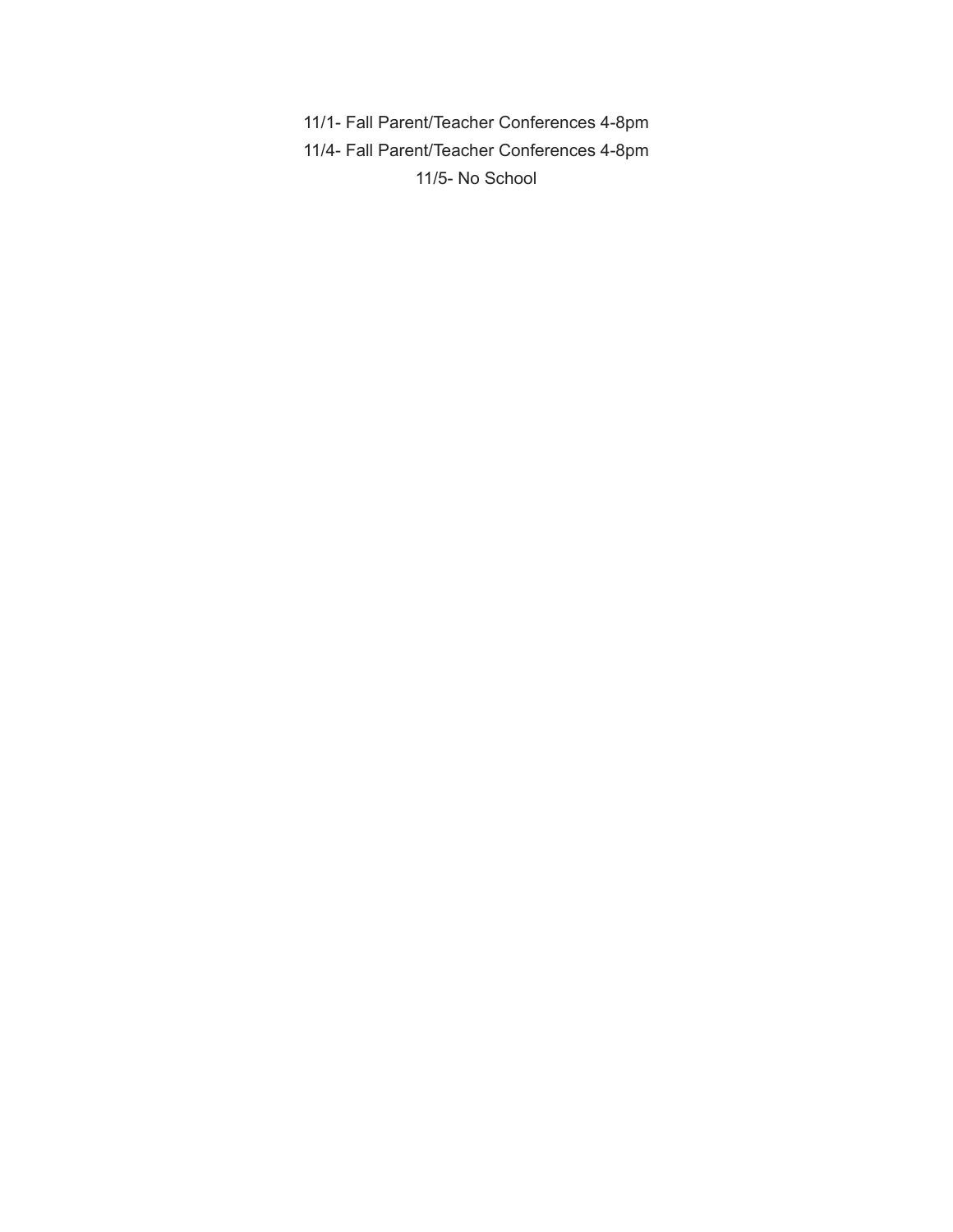11/1- Fall Parent/Teacher Conferences 4-8pm

11/4- Fall Parent/Teacher Conferences 4-8pm

11/5- No School